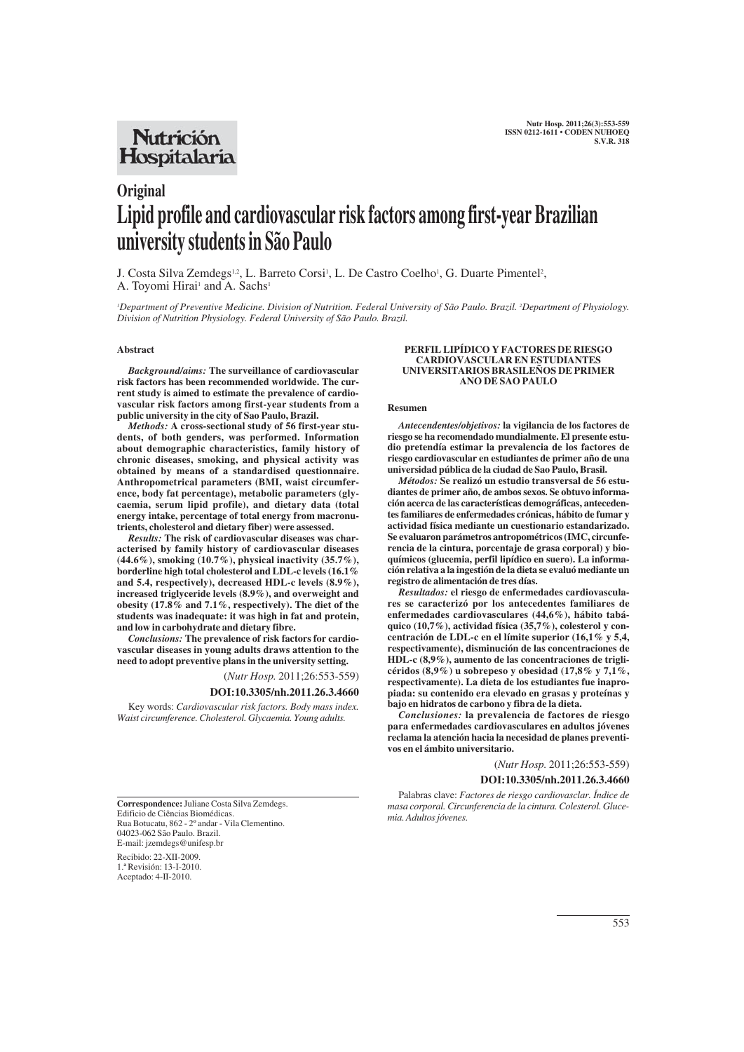**Original**

# Lipid profile and cardiovascular risk factors among first-year Brazilian university students in São Paulo

J. Costa Silva Zemdegs[1,2], L. Barreto Corsi[1], L. De Castro Coelho[1], G. Duarte Pimentel[2], A. Toyomi Hirai[1] and A. Sachs[1]

*[1]Department of Preventive Medicine. Division of Nutrition. Federal University of São Paulo. Brazil. [2]Department of Physiology. Division of Nutrition Physiology. Federal University of São Paulo. Brazil.*

## Abstract

***Background/aims:*** **The surveillance of cardiovascular risk factors has been recommended worldwide. The current study is aimed to estimate the prevalence of cardiovascular risk factors among first-year students from a public university in the city of Sao Paulo, Brazil.**

***Methods:*** **A cross-sectional study of 56 first-year students, of both genders, was performed. Information about demographic characteristics, family history of chronic diseases, smoking, and physical activity was obtained by means of a standardised questionnaire. Anthropometrical parameters (BMI, waist circumference, body fat percentage), metabolic parameters (glycaemia, serum lipid profile), and dietary data (total energy intake, percentage of total energy from macronutrients, cholesterol and dietary fiber) were assessed.**

***Results:*** **The risk of cardiovascular diseases was characterised by family history of cardiovascular diseases (44.6%), smoking (10.7%), physical inactivity (35.7%), borderline high total cholesterol and LDL-c levels (16.1% and 5.4, respectively), decreased HDL-c levels (8.9%), increased triglyceride levels (8.9%), and overweight and obesity (17.8% and 7.1%, respectively). The diet of the students was inadequate: it was high in fat and protein, and low in carbohydrate and dietary fibre.**

***Conclusions:*** **The prevalence of risk factors for cardiovascular diseases in young adults draws attention to the need to adopt preventive plans in the university setting.**

(*Nutr Hosp.* 2011;26:553-559)

**DOI:10.3305/nh.2011.26.3.4660**

Key words: *Cardiovascular risk factors. Body mass index. Waist circumference. Cholesterol. Glycaemia. Young adults.*

### PERFIL LIPÍDICO Y FACTORES DE RIESGO CARDIOVASCULAR EN ESTUDIANTES UNIVERSITARIOS BRASILEÑOS DE PRIMER ANO DE SAO PAULO

## Resumen

***Antecendentes/objetivos:*** **la vigilancia de los factores de riesgo se ha recomendado mundialmente. El presente estudio pretendía estimar la prevalencia de los factores de riesgo cardiovascular en estudiantes de primer año de una universidad pública de la ciudad de Sao Paulo, Brasil.**

***Métodos:*** **Se realizó un estudio transversal de 56 estudiantes de primer año, de ambos sexos. Se obtuvo información acerca de las características demográficas, antecedentes familiares de enfermedades crónicas, hábito de fumar y actividad física mediante un cuestionario estandarizado. Se evaluaron parámetros antropométricos (IMC, circunferencia de la cintura, porcentaje de grasa corporal) y bioquímicos (glucemia, perfil lipídico en suero). La información relativa a la ingestión de la dieta se evaluó mediante un registro de alimentación de tres días.**

***Resultados:*** **el riesgo de enfermedades cardiovasculares se caracterizó por los antecedentes familiares de enfermedades cardiovasculares (44,6%), hábito tabáquico (10,7%), actividad física (35,7%), colesterol y concentración de LDL-c en el límite superior (16,1% y 5,4, respectivamente), disminución de las concentraciones de HDL-c (8,9%), aumento de las concentraciones de triglicéridos (8,9%) u sobrepeso y obesidad (17,8% y 7,1%, respectivamente). La dieta de los estudiantes fue inapropiada: su contenido era elevado en grasas y proteínas y bajo en hidratos de carbono y fibra de la dieta.**

***Conclusiones:*** **la prevalencia de factores de riesgo para enfermedades cardiovasculares en adultos jóvenes reclama la atención hacia la necesidad de planes preventivos en el ámbito universitario.**

(*Nutr Hosp.* 2011;26:553-559)

**DOI:10.3305/nh.2011.26.3.4660**

Palabras clave: *Factores de riesgo cardiovasclar. Índice de masa corporal. Circunferencia de la cintura. Colesterol. Glucemia. Adultos jóvenes.*

---

**Correspondence:** Juliane Costa Silva Zemdegs.
Edifício de Ciências Biomédicas.
Rua Botucatu, 862 - 2º andar - Vila Clementino.
04023-062 São Paulo. Brazil.
E-mail: jzemdegs@unifesp.br

Recibido: 22-XII-2009.
1.ª Revisión: 13-I-2010.
Aceptado: 4-II-2010.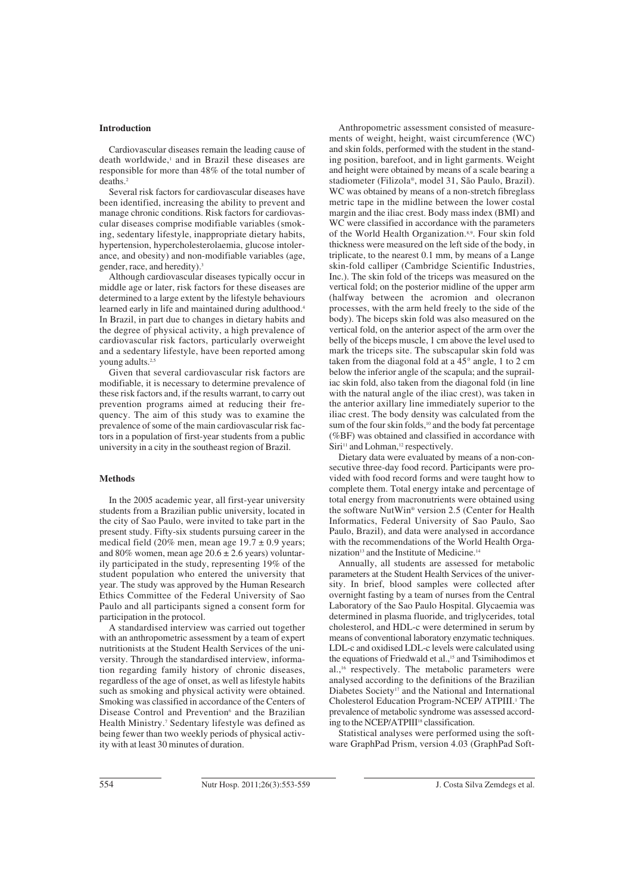## Introduction

Cardiovascular diseases remain the leading cause of death worldwide,[1] and in Brazil these diseases are responsible for more than 48% of the total number of deaths.[2]

Several risk factors for cardiovascular diseases have been identified, increasing the ability to prevent and manage chronic conditions. Risk factors for cardiovascular diseases comprise modifiable variables (smoking, sedentary lifestyle, inappropriate dietary habits, hypertension, hypercholesterolaemia, glucose intolerance, and obesity) and non-modifiable variables (age, gender, race, and heredity).[3]

Although cardiovascular diseases typically occur in middle age or later, risk factors for these diseases are determined to a large extent by the lifestyle behaviours learned early in life and maintained during adulthood.[4] In Brazil, in part due to changes in dietary habits and the degree of physical activity, a high prevalence of cardiovascular risk factors, particularly overweight and a sedentary lifestyle, have been reported among young adults.[2,5]

Given that several cardiovascular risk factors are modifiable, it is necessary to determine prevalence of these risk factors and, if the results warrant, to carry out prevention programs aimed at reducing their frequency. The aim of this study was to examine the prevalence of some of the main cardiovascular risk factors in a population of first-year students from a public university in a city in the southeast region of Brazil.

## Methods

In the 2005 academic year, all first-year university students from a Brazilian public university, located in the city of Sao Paulo, were invited to take part in the present study. Fifty-six students pursuing career in the medical field (20% men, mean age 19.7 ± 0.9 years; and 80% women, mean age 20.6 ± 2.6 years) voluntarily participated in the study, representing 19% of the student population who entered the university that year. The study was approved by the Human Research Ethics Committee of the Federal University of Sao Paulo and all participants signed a consent form for participation in the protocol.

A standardised interview was carried out together with an anthropometric assessment by a team of expert nutritionists at the Student Health Services of the university. Through the standardised interview, information regarding family history of chronic diseases, regardless of the age of onset, as well as lifestyle habits such as smoking and physical activity were obtained. Smoking was classified in accordance of the Centers of Disease Control and Prevention[6] and the Brazilian Health Ministry.[7] Sedentary lifestyle was defined as being fewer than two weekly periods of physical activity with at least 30 minutes of duration.

Anthropometric assessment consisted of measurements of weight, height, waist circumference (WC) and skin folds, performed with the student in the standing position, barefoot, and in light garments. Weight and height were obtained by means of a scale bearing a stadiometer (Filizola®, model 31, São Paulo, Brazil). WC was obtained by means of a non-stretch fibreglass metric tape in the midline between the lower costal margin and the iliac crest. Body mass index (BMI) and WC were classified in accordance with the parameters of the World Health Organization.[8,9] Four skin fold thickness were measured on the left side of the body, in triplicate, to the nearest 0.1 mm, by means of a Lange skin-fold calliper (Cambridge Scientific Industries, Inc.). The skin fold of the triceps was measured on the vertical fold; on the posterior midline of the upper arm (halfway between the acromion and olecranon processes, with the arm held freely to the side of the body). The biceps skin fold was also measured on the vertical fold, on the anterior aspect of the arm over the belly of the biceps muscle, 1 cm above the level used to mark the triceps site. The subscapular skin fold was taken from the diagonal fold at a 45° angle, 1 to 2 cm below the inferior angle of the scapula; and the suprailiac skin fold, also taken from the diagonal fold (in line with the natural angle of the iliac crest), was taken in the anterior axillary line immediately superior to the iliac crest. The body density was calculated from the sum of the four skin folds,[10] and the body fat percentage (%BF) was obtained and classified in accordance with Siri[11] and Lohman,[12] respectively.

Dietary data were evaluated by means of a non-consecutive three-day food record. Participants were provided with food record forms and were taught how to complete them. Total energy intake and percentage of total energy from macronutrients were obtained using the software NutWin® version 2.5 (Center for Health Informatics, Federal University of Sao Paulo, Sao Paulo, Brazil), and data were analysed in accordance with the recommendations of the World Health Organization[13] and the Institute of Medicine.[14]

Annually, all students are assessed for metabolic parameters at the Student Health Services of the university. In brief, blood samples were collected after overnight fasting by a team of nurses from the Central Laboratory of the Sao Paulo Hospital. Glycaemia was determined in plasma fluoride, and triglycerides, total cholesterol, and HDL-c were determined in serum by means of conventional laboratory enzymatic techniques. LDL-c and oxidised LDL-c levels were calculated using the equations of Friedwald et al.,[15] and Tsimihodimos et al.,[16] respectively. The metabolic parameters were analysed according to the definitions of the Brazilian Diabetes Society[17] and the National and International Cholesterol Education Program-NCEP/ ATPIII.[1] The prevalence of metabolic syndrome was assessed according to the NCEP/ATPIII[18] classification.

Statistical analyses were performed using the software GraphPad Prism, version 4.03 (GraphPad Soft-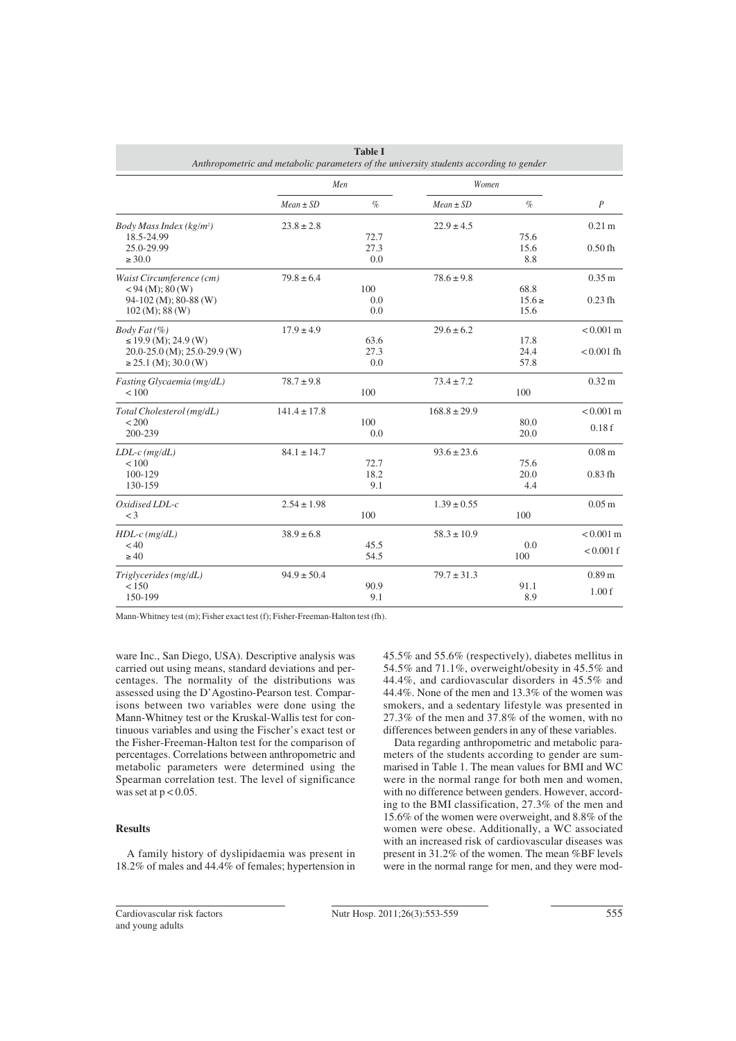**Table I**
*Anthropometric and metabolic parameters of the university students according to gender*

| | Men | | Women | | |
|---|---|---|---|---|---|
| | *Mean ± SD* | *%* | *Mean ± SD* | *%* | *P* |
| *Body Mass Index (kg/m²)* | 23.8 ± 2.8 | | 22.9 ± 4.5 | | 0.21 m |
| 18.5-24.99 | | 72.7 | | 75.6 | |
| 25.0-29.99 | | 27.3 | | 15.6 | 0.50 fh |
| ≥ 30.0 | | 0.0 | | 8.8 | |
| *Waist Circumference (cm)* | 79.8 ± 6.4 | | 78.6 ± 9.8 | | 0.35 m |
| < 94 (M); 80 (W) | | 100 | | 68.8 | |
| 94-102 (M); 80-88 (W) | | 0.0 | | 15.6 ≥ | 0.23 fh |
| 102 (M); 88 (W) | | 0.0 | | 15.6 | |
| *Body Fat (%)* | 17.9 ± 4.9 | | 29.6 ± 6.2 | | < 0.001 m |
| ≤ 19.9 (M); 24.9 (W) | | 63.6 | | 17.8 | |
| 20.0-25.0 (M); 25.0-29.9 (W) | | 27.3 | | 24.4 | < 0.001 fh |
| ≥ 25.1 (M); 30.0 (W) | | 0.0 | | 57.8 | |
| *Fasting Glycaemia (mg/dL)* | 78.7 ± 9.8 | | 73.4 ± 7.2 | | 0.32 m |
| < 100 | | 100 | | 100 | |
| *Total Cholesterol (mg/dL)* | 141.4 ± 17.8 | | 168.8 ± 29.9 | | < 0.001 m |
| < 200 | | 100 | | 80.0 | 0.18 f |
| 200-239 | | 0.0 | | 20.0 | |
| *LDL-c (mg/dL)* | 84.1 ± 14.7 | | 93.6 ± 23.6 | | 0.08 m |
| < 100 | | 72.7 | | 75.6 | |
| 100-129 | | 18.2 | | 20.0 | 0.83 fh |
| 130-159 | | 9.1 | | 4.4 | |
| *Oxidised LDL-c* | 2.54 ± 1.98 | | 1.39 ± 0.55 | | 0.05 m |
| < 3 | | 100 | | 100 | |
| *HDL-c (mg/dL)* | 38.9 ± 6.8 | | 58.3 ± 10.9 | | < 0.001 m |
| < 40 | | 45.5 | | 0.0 | < 0.001 f |
| ≥ 40 | | 54.5 | | 100 | |
| *Triglycerides (mg/dL)* | 94.9 ± 50.4 | | 79.7 ± 31.3 | | 0.89 m |
| < 150 | | 90.9 | | 91.1 | 1.00 f |
| 150-199 | | 9.1 | | 8.9 | |

Mann-Whitney test (m); Fisher exact test (f); Fisher-Freeman-Halton test (fh).

ware Inc., San Diego, USA). Descriptive analysis was carried out using means, standard deviations and percentages. The normality of the distributions was assessed using the D'Agostino-Pearson test. Comparisons between two variables were done using the Mann-Whitney test or the Kruskal-Wallis test for continuous variables and using the Fischer's exact test or the Fisher-Freeman-Halton test for the comparison of percentages. Correlations between anthropometric and metabolic parameters were determined using the Spearman correlation test. The level of significance was set at $p < 0.05$.

## Results

A family history of dyslipidaemia was present in 18.2% of males and 44.4% of females; hypertension in 45.5% and 55.6% (respectively), diabetes mellitus in 54.5% and 71.1%, overweight/obesity in 45.5% and 44.4%, and cardiovascular disorders in 45.5% and 44.4%. None of the men and 13.3% of the women was smokers, and a sedentary lifestyle was presented in 27.3% of the men and 37.8% of the women, with no differences between genders in any of these variables.

Data regarding anthropometric and metabolic parameters of the students according to gender are summarised in Table 1. The mean values for BMI and WC were in the normal range for both men and women, with no difference between genders. However, according to the BMI classification, 27.3% of the men and 15.6% of the women were overweight, and 8.8% of the women were obese. Additionally, a WC associated with an increased risk of cardiovascular diseases was present in 31.2% of the women. The mean %BF levels were in the normal range for men, and they were mod-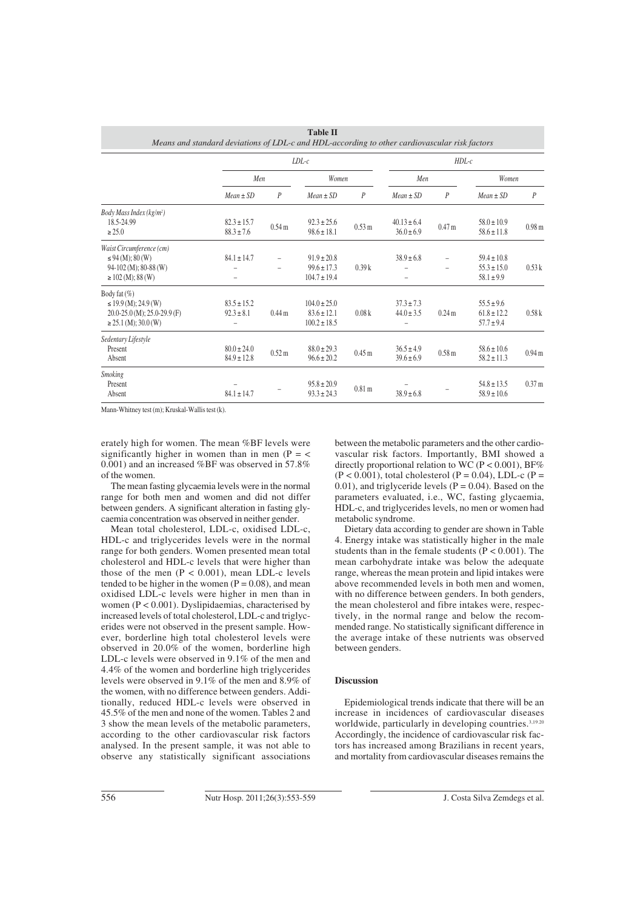**Table II**
*Means and standard deviations of LDL-c and HDL-according to other cardiovascular risk factors*

| | LDL-c | | | | HDL-c | | | |
|---|---|---|---|---|---|---|---|---|
| | Men | | Women | | Men | | Women | |
| | Mean ± SD | P | Mean ± SD | P | Mean ± SD | P | Mean ± SD | P |
| *Body Mass Index (kg/m²)* | | | | | | | | |
| 18.5-24.99 | 82.3 ± 15.7 | 0.54 m | 92.3 ± 25.6 | 0.53 m | 40.13 ± 6.4 | 0.47 m | 58.0 ± 10.9 | 0.98 m |
| ≥ 25.0 | 88.3 ± 7.6 | | 98.6 ± 18.1 | | 36.0 ± 6.9 | | 58.6 ± 11.8 | |
| *Waist Circumference (cm)* | | | | | | | | |
| ≤ 94 (M); 80 (W) | 84.1 ± 14.7 | – | 91.9 ± 20.8 | 0.39 k | 38.9 ± 6.8 | – | 59.4 ± 10.8 | 0.53 k |
| 94-102 (M); 80-88 (W) | – | – | 99.6 ± 17.3 | | – | – | 55.3 ± 15.0 | |
| ≥ 102 (M); 88 (W) | – | | 104.7 ± 19.4 | | – | | 58.1 ± 9.9 | |
| Body fat (%) | | | | | | | | |
| ≤ 19.9 (M); 24.9 (W) | 83.5 ± 15.2 | 0.44 m | 104.0 ± 25.0 | 0.08 k | 37.3 ± 7.3 | 0.24 m | 55.5 ± 9.6 | 0.58 k |
| 20.0-25.0 (M); 25.0-29.9 (F) | 92.3 ± 8.1 | | 83.6 ± 12.1 | | 44.0 ± 3.5 | | 61.8 ± 12.2 | |
| ≥ 25.1 (M); 30.0 (W) | – | | 100.2 ± 18.5 | | – | | 57.7 ± 9.4 | |
| *Sedentary Lifestyle* | | | | | | | | |
| Present | 80.0 ± 24.0 | 0.52 m | 88.0 ± 29.3 | 0.45 m | 36.5 ± 4.9 | 0.58 m | 58.6 ± 10.6 | 0.94 m |
| Absent | 84.9 ± 12.8 | | 96.6 ± 20.2 | | 39.6 ± 6.9 | | 58.2 ± 11.3 | |
| *Smoking* | | | | | | | | |
| Present | – | – | 95.8 ± 20.9 | 0.81 m | – | – | 54.8 ± 13.5 | 0.37 m |
| Absent | 84.1 ± 14.7 | | 93.3 ± 24.3 | | 38.9 ± 6.8 | | 58.9 ± 10.6 | |

Mann-Whitney test (m); Kruskal-Wallis test (k).

erately high for women. The mean %BF levels were significantly higher in women than in men ($P = < 0.001$) and an increased %BF was observed in 57.8% of the women.

The mean fasting glycaemia levels were in the normal range for both men and women and did not differ between genders. A significant alteration in fasting glycaemia concentration was observed in neither gender.

Mean total cholesterol, LDL-c, oxidised LDL-c, HDL-c and triglycerides levels were in the normal range for both genders. Women presented mean total cholesterol and HDL-c levels that were higher than those of the men ($P < 0.001$), mean LDL-c levels tended to be higher in the women ($P = 0.08$), and mean oxidised LDL-c levels were higher in men than in women ($P < 0.001$). Dyslipidaemias, characterised by increased levels of total cholesterol, LDL-c and triglycerides were not observed in the present sample. However, borderline high total cholesterol levels were observed in 20.0% of the women, borderline high LDL-c levels were observed in 9.1% of the men and 4.4% of the women and borderline high triglycerides levels were observed in 9.1% of the men and 8.9% of the women, with no difference between genders. Additionally, reduced HDL-c levels were observed in 45.5% of the men and none of the women. Tables 2 and 3 show the mean levels of the metabolic parameters, according to the other cardiovascular risk factors analysed. In the present sample, it was not able to observe any statistically significant associations between the metabolic parameters and the other cardiovascular risk factors. Importantly, BMI showed a directly proportional relation to WC ($P < 0.001$), BF% ($P < 0.001$), total cholesterol ($P = 0.04$), LDL-c ($P = 0.01$), and triglyceride levels ($P = 0.04$). Based on the parameters evaluated, i.e., WC, fasting glycaemia, HDL-c, and triglycerides levels, no men or women had metabolic syndrome.

Dietary data according to gender are shown in Table 4. Energy intake was statistically higher in the male students than in the female students ($P < 0.001$). The mean carbohydrate intake was below the adequate range, whereas the mean protein and lipid intakes were above recommended levels in both men and women, with no difference between genders. In both genders, the mean cholesterol and fibre intakes were, respectively, in the normal range and below the recommended range. No statistically significant difference in the average intake of these nutrients was observed between genders.

## Discussion

Epidemiological trends indicate that there will be an increase in incidences of cardiovascular diseases worldwide, particularly in developing countries.[3,19,20] Accordingly, the incidence of cardiovascular risk factors has increased among Brazilians in recent years, and mortality from cardiovascular diseases remains the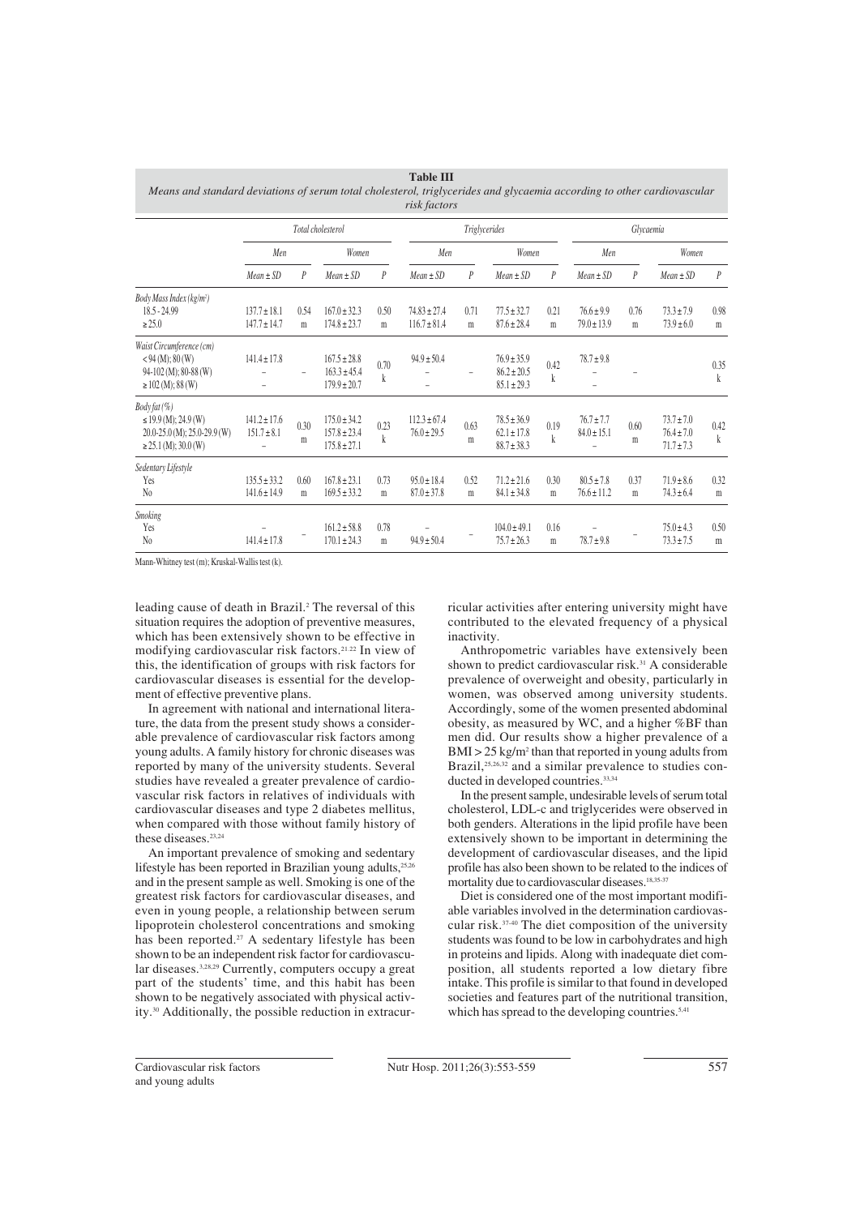**Table III**
*Means and standard deviations of serum total cholesterol, triglycerides and glycaemia according to other cardiovascular risk factors*

| | Total cholesterol | | | | Triglycerides | | | | Glycaemia | | | |
|---|---|---|---|---|---|---|---|---|---|---|---|---|
| | Men | | Women | | Men | | Women | | Men | | Women | |
| | Mean ± SD | P | Mean ± SD | P | Mean ± SD | P | Mean ± SD | P | Mean ± SD | P | Mean ± SD | P |
| *Body Mass Index (kg/m²)* | | | | | | | | | | | | |
| 18.5 - 24.99 | 137.7 ± 18.1 | 0.54 m | 167.0 ± 32.3 | 0.50 m | 74.83 ± 27.4 | 0.71 m | 77.5 ± 32.7 | 0.21 m | 76.6 ± 9.9 | 0.76 m | 73.3 ± 7.9 | 0.98 m |
| ≥ 25.0 | 147.7 ± 14.7 | | 174.8 ± 23.7 | | 116.7 ± 81.4 | | 87.6 ± 28.4 | | 79.0 ± 13.9 | | 73.9 ± 6.0 | |
| *Waist Circumference (cm)* | | | | | | | | | | | | |
| < 94 (M); 80 (W) | 141.4 ± 17.8 | – | 167.5 ± 28.8 | 0.70 k | 94.9 ± 50.4 | – | 76.9 ± 35.9 | 0.42 k | 78.7 ± 9.8 | – | | 0.35 k |
| 94-102 (M); 80-88 (W) | – | | 163.3 ± 45.4 | | – | | 86.2 ± 20.5 | | – | | | |
| ≥ 102 (M); 88 (W) | – | | 179.9 ± 20.7 | | – | | 85.1 ± 29.3 | | – | | | |
| *Body fat (%)* | | | | | | | | | | | | |
| ≤ 19.9 (M); 24.9 (W) | 141.2 ± 17.6 | 0.30 m | 175.0 ± 34.2 | 0.23 k | 112.3 ± 67.4 | 0.63 m | 78.5 ± 36.9 | 0.19 k | 76.7 ± 7.7 | 0.60 m | 73.7 ± 7.0 | 0.42 k |
| 20.0-25.0 (M); 25.0-29.9 (W) | 151.7 ± 8.1 | | 157.8 ± 23.4 | | 76.0 ± 29.5 | | 62.1 ± 17.8 | | 84.0 ± 15.1 | | 76.4 ± 7.0 | |
| ≥ 25.1 (M); 30.0 (W) | – | | 175.8 ± 27.1 | | | | 88.7 ± 38.3 | | – | | 71.7 ± 7.3 | |
| *Sedentary Lifestyle* | | | | | | | | | | | | |
| Yes | 135.5 ± 33.2 | 0.60 m | 167.8 ± 23.1 | 0.73 m | 95.0 ± 18.4 | 0.52 m | 71.2 ± 21.6 | 0.30 m | 80.5 ± 7.8 | 0.37 m | 71.9 ± 8.6 | 0.32 m |
| No | 141.6 ± 14.9 | | 169.5 ± 33.2 | | 87.0 ± 37.8 | | 84.1 ± 34.8 | | 76.6 ± 11.2 | | 74.3 ± 6.4 | |
| *Smoking* | | | | | | | | | | | | |
| Yes | – | – | 161.2 ± 58.8 | 0.78 m | – | – | 104.0 ± 49.1 | 0.16 m | – | – | 75.0 ± 4.3 | 0.50 m |
| No | 141.4 ± 17.8 | | 170.1 ± 24.3 | | 94.9 ± 50.4 | | 75.7 ± 26.3 | | 78.7 ± 9.8 | | 73.3 ± 7.5 | |

Mann-Whitney test (m); Kruskal-Wallis test (k).

leading cause of death in Brazil.[2] The reversal of this situation requires the adoption of preventive measures, which has been extensively shown to be effective in modifying cardiovascular risk factors.[21,22] In view of this, the identification of groups with risk factors for cardiovascular diseases is essential for the development of effective preventive plans.

In agreement with national and international literature, the data from the present study shows a considerable prevalence of cardiovascular risk factors among young adults. A family history for chronic diseases was reported by many of the university students. Several studies have revealed a greater prevalence of cardiovascular risk factors in relatives of individuals with cardiovascular diseases and type 2 diabetes mellitus, when compared with those without family history of these diseases.[23,24]

An important prevalence of smoking and sedentary lifestyle has been reported in Brazilian young adults,[25,26] and in the present sample as well. Smoking is one of the greatest risk factors for cardiovascular diseases, and even in young people, a relationship between serum lipoprotein cholesterol concentrations and smoking has been reported.[27] A sedentary lifestyle has been shown to be an independent risk factor for cardiovascular diseases.[3,28,29] Currently, computers occupy a great part of the students' time, and this habit has been shown to be negatively associated with physical activity.[30] Additionally, the possible reduction in extracurricular activities after entering university might have contributed to the elevated frequency of a physical inactivity.

Anthropometric variables have extensively been shown to predict cardiovascular risk.[31] A considerable prevalence of overweight and obesity, particularly in women, was observed among university students. Accordingly, some of the women presented abdominal obesity, as measured by WC, and a higher %BF than men did. Our results show a higher prevalence of a BMI > 25 kg/m² than that reported in young adults from Brazil,[25,26,32] and a similar prevalence to studies conducted in developed countries.[33,34]

In the present sample, undesirable levels of serum total cholesterol, LDL-c and triglycerides were observed in both genders. Alterations in the lipid profile have been extensively shown to be important in determining the development of cardiovascular diseases, and the lipid profile has also been shown to be related to the indices of mortality due to cardiovascular diseases.[18,35-37]

Diet is considered one of the most important modifiable variables involved in the determination cardiovascular risk.[37-40] The diet composition of the university students was found to be low in carbohydrates and high in proteins and lipids. Along with inadequate diet composition, all students reported a low dietary fibre intake. This profile is similar to that found in developed societies and features part of the nutritional transition, which has spread to the developing countries.[5,41]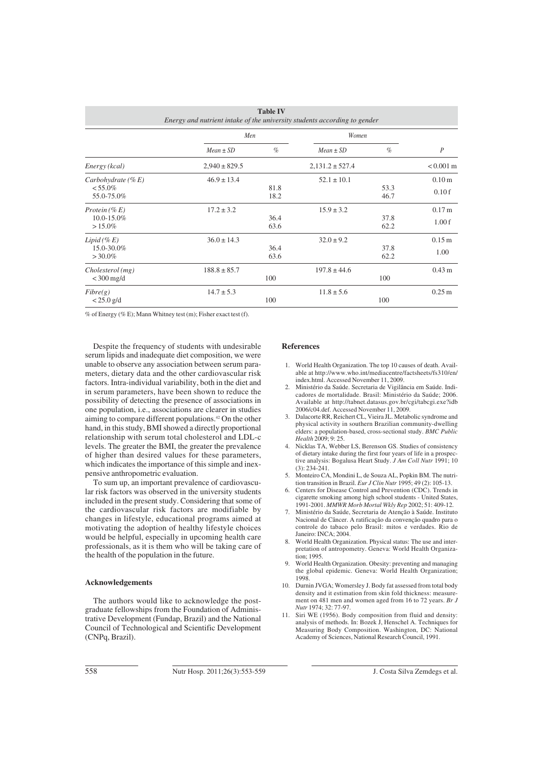**Table IV**
*Energy and nutrient intake of the university students according to gender*

| | Men | | Women | | |
|---|---|---|---|---|---|
| | *Mean ± SD* | *%* | *Mean ± SD* | *%* | *P* |
| *Energy (kcal)* | 2,940 ± 829.5 | | 2,131.2 ± 527.4 | | < 0.001 m |
| *Carbohydrate (% E)* | 46.9 ± 13.4 | | 52.1 ± 10.1 | | 0.10 m |
| < 55.0% | | 81.8 | | 53.3 | 0.10 f |
| 55.0-75.0% | | 18.2 | | 46.7 | |
| *Protein (% E)* | 17.2 ± 3.2 | | 15.9 ± 3.2 | | 0.17 m |
| 10.0-15.0% | | 36.4 | | 37.8 | 1.00 f |
| > 15.0% | | 63.6 | | 62.2 | |
| *Lipid (% E)* | 36.0 ± 14.3 | | 32.0 ± 9.2 | | 0.15 m |
| 15.0-30.0% | | 36.4 | | 37.8 | 1.00 |
| > 30.0% | | 63.6 | | 62.2 | |
| *Cholesterol (mg)* | 188.8 ± 85.7 | | 197.8 ± 44.6 | | 0.43 m |
| < 300 mg/d | | 100 | | 100 | |
| *Fibre(g)* | 14.7 ± 5.3 | | 11.8 ± 5.6 | | 0.25 m |
| < 25.0 g/d | | 100 | | 100 | |

% of Energy (% E); Mann Whitney test (m); Fisher exact test (f).

Despite the frequency of students with undesirable serum lipids and inadequate diet composition, we were unable to observe any association between serum parameters, dietary data and the other cardiovascular risk factors. Intra-individual variability, both in the diet and in serum parameters, have been shown to reduce the possibility of detecting the presence of associations in one population, i.e., associations are clearer in studies aiming to compare different populations.[42] On the other hand, in this study, BMI showed a directly proportional relationship with serum total cholesterol and LDL-c levels. The greater the BMI, the greater the prevalence of higher than desired values for these parameters, which indicates the importance of this simple and inexpensive anthropometric evaluation.

To sum up, an important prevalence of cardiovascular risk factors was observed in the university students included in the present study. Considering that some of the cardiovascular risk factors are modifiable by changes in lifestyle, educational programs aimed at motivating the adoption of healthy lifestyle choices would be helpful, especially in upcoming health care professionals, as it is them who will be taking care of the health of the population in the future.

## Acknowledgements

The authors would like to acknowledge the postgraduate fellowships from the Foundation of Administrative Development (Fundap, Brazil) and the National Council of Technological and Scientific Development (CNPq, Brazil).

## References

1. World Health Organization. The top 10 causes of death. Available at http://www.who.int/mediacentre/factsheets/fs310/en/index.html. Accessed November 11, 2009.
2. Ministério da Saúde. Secretaria de Vigilância em Saúde. Indicadores de mortalidade. Brasil: Ministério da Saúde; 2006. Available at http://tabnet.datasus.gov.br/cgi/tabcgi.exe?idb2006/c04.def. Accessed November 11, 2009.
3. Dalacorte RR, Reichert CL, Vieira JL. Metabolic syndrome and physical activity in southern Brazilian community-dwelling elders: a population-based, cross-sectional study. *BMC Public Health* 2009; 9: 25.
4. Nicklas TA, Webber LS, Berenson GS. Studies of consistency of dietary intake during the first four years of life in a prospective analysis: Bogalusa Heart Study. *J Am Coll Nutr* 1991; 10 (3): 234-241.
5. Monteiro CA, Mondini L, de Souza AL, Popkin BM. The nutrition transition in Brazil. *Eur J Clin Nutr* 1995; 49 (2): 105-13.
6. Centers for Disease Control and Prevention (CDC). Trends in cigarette smoking among high school students - United States, 1991-2001. *MMWR Morb Mortal Wkly Rep* 2002; 51: 409-12.
7. Ministério da Saúde, Secretaria de Atenção à Saúde. Instituto Nacional de Câncer. A ratificação da convenção quadro para o controle do tabaco pelo Brasil: mitos e verdades. Rio de Janeiro: INCA; 2004.
8. World Health Organization. Physical status: The use and interpretation of antropometry. Geneva: World Health Organization; 1995.
9. World Health Organization. Obesity: preventing and managing the global epidemic. Geneva: World Health Organization; 1998.
10. Durnin JVGA; Womersley J. Body fat assessed from total body density and it estimation from skin fold thickness: measurement on 481 men and women aged from 16 to 72 years. *Br J Nutr* 1974; 32: 77-97.
11. Siri WE (1956). Body composition from fluid and density: analysis of methods. In: Bozek J, Henschel A. Techniques for Measuring Body Composition. Washington, DC: National Academy of Sciences, National Research Council, 1991.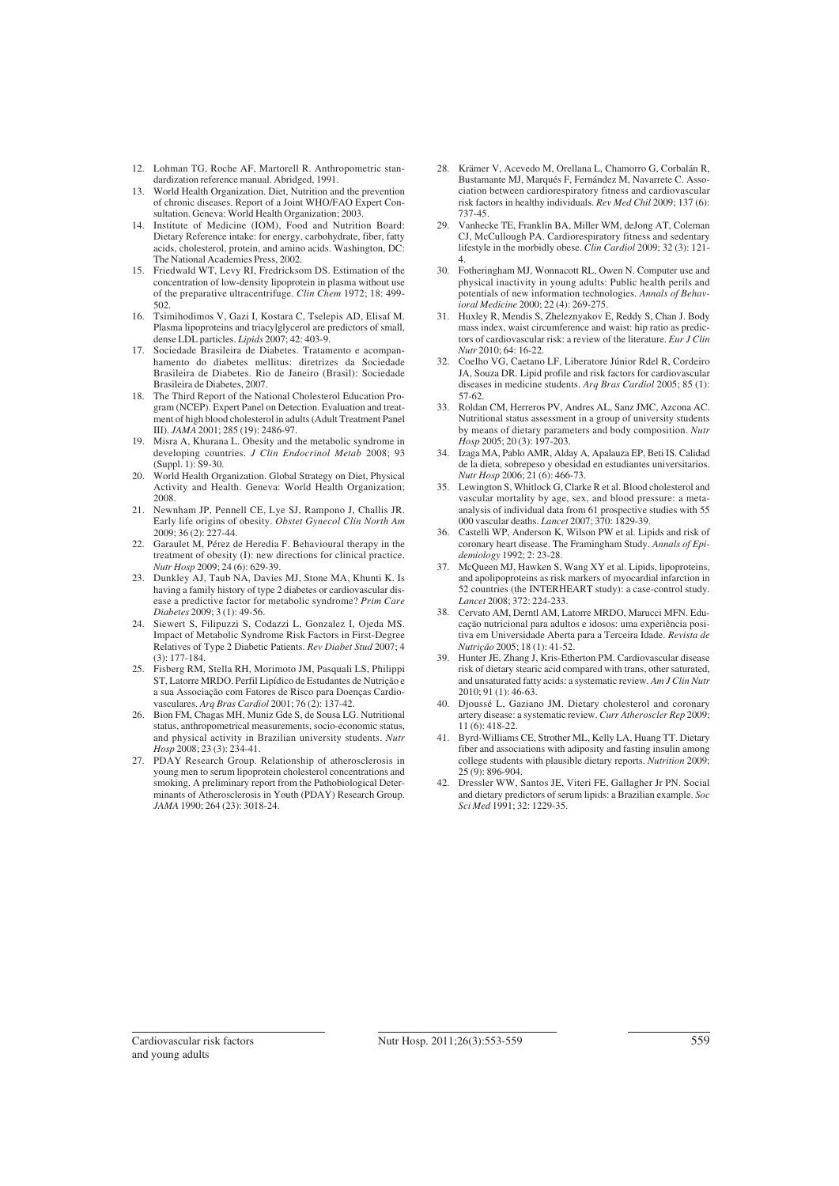12. Lohman TG, Roche AF, Martorell R. Anthropometric standardization reference manual. Abridged, 1991.
13. World Health Organization. Diet, Nutrition and the prevention of chronic diseases. Report of a Joint WHO/FAO Expert Consultation. Geneva: World Health Organization; 2003.
14. Institute of Medicine (IOM), Food and Nutrition Board: Dietary Reference intake: for energy, carbohydrate, fiber, fatty acids, cholesterol, protein, and amino acids. Washington, DC: The National Academies Press, 2002.
15. Friedwald WT, Levy RI, Fredricksom DS. Estimation of the concentration of low-density lipoprotein in plasma without use of the preparative ultracentrifuge. *Clin Chem* 1972; 18: 499-502.
16. Tsimihodimos V, Gazi I, Kostara C, Tselepis AD, Elisaf M. Plasma lipoproteins and triacylglycerol are predictors of small, dense LDL particles. *Lipids* 2007; 42: 403-9.
17. Sociedade Brasileira de Diabetes. Tratamento e acompanhamento do diabetes mellitus: diretrizes da Sociedade Brasileira de Diabetes. Rio de Janeiro (Brasil): Sociedade Brasileira de Diabetes, 2007.
18. The Third Report of the National Cholesterol Education Program (NCEP). Expert Panel on Detection. Evaluation and treatment of high blood cholesterol in adults (Adult Treatment Panel III). *JAMA* 2001; 285 (19): 2486-97.
19. Misra A, Khurana L. Obesity and the metabolic syndrome in developing countries. *J Clin Endocrinol Metab* 2008; 93 (Suppl. 1): S9-30.
20. World Health Organization. Global Strategy on Diet, Physical Activity and Health. Geneva: World Health Organization; 2008.
21. Newnham JP, Pennell CE, Lye SJ, Rampono J, Challis JR. Early life origins of obesity. *Obstet Gynecol Clin North Am* 2009; 36 (2): 227-44.
22. Garaulet M, Pérez de Heredia F. Behavioural therapy in the treatment of obesity (I): new directions for clinical practice. *Nutr Hosp* 2009; 24 (6): 629-39.
23. Dunkley AJ, Taub NA, Davies MJ, Stone MA, Khunti K. Is having a family history of type 2 diabetes or cardiovascular disease a predictive factor for metabolic syndrome? *Prim Care Diabetes* 2009; 3 (1): 49-56.
24. Siewert S, Filipuzzi S, Codazzi L, Gonzalez I, Ojeda MS. Impact of Metabolic Syndrome Risk Factors in First-Degree Relatives of Type 2 Diabetic Patients. *Rev Diabet Stud* 2007; 4 (3): 177-184.
25. Fisberg RM, Stella RH, Morimoto JM, Pasquali LS, Philippi ST, Latorre MRDO. Perfil Lipídico de Estudantes de Nutrição e a sua Associação com Fatores de Risco para Doenças Cardiovasculares. *Arq Bras Cardiol* 2001; 76 (2): 137-42.
26. Bion FM, Chagas MH, Muniz Gde S, de Sousa LG. Nutritional status, anthropometrical measurements, socio-economic status, and physical activity in Brazilian university students. *Nutr Hosp* 2008; 23 (3): 234-41.
27. PDAY Research Group. Relationship of atherosclerosis in young men to serum lipoprotein cholesterol concentrations and smoking. A preliminary report from the Pathobiological Determinants of Atherosclerosis in Youth (PDAY) Research Group. *JAMA* 1990; 264 (23): 3018-24.
28. Krämer V, Acevedo M, Orellana L, Chamorro G, Corbalán R, Bustamante MJ, Marqués F, Fernández M, Navarrete C. Association between cardiorespiratory fitness and cardiovascular risk factors in healthy individuals. *Rev Med Chil* 2009; 137 (6): 737-45.
29. Vanhecke TE, Franklin BA, Miller WM, deJong AT, Coleman CJ, McCullough PA. Cardiorespiratory fitness and sedentary lifestyle in the morbidly obese. *Clin Cardiol* 2009; 32 (3): 121-4.
30. Fotheringham MJ, Wonnacott RL, Owen N. Computer use and physical inactivity in young adults: Public health perils and potentials of new information technologies. *Annals of Behavioral Medicine* 2000; 22 (4): 269-275.
31. Huxley R, Mendis S, Zheleznyakov E, Reddy S, Chan J. Body mass index, waist circumference and waist: hip ratio as predictors of cardiovascular risk: a review of the literature. *Eur J Clin Nutr* 2010; 64: 16-22.
32. Coelho VG, Caetano LF, Liberatore Júnior Rdel R, Cordeiro JA, Souza DR. Lipid profile and risk factors for cardiovascular diseases in medicine students. *Arq Bras Cardiol* 2005; 85 (1): 57-62.
33. Roldan CM, Herreros PV, Andres AL, Sanz JMC, Azcona AC. Nutritional status assessment in a group of university students by means of dietary parameters and body composition. *Nutr Hosp* 2005; 20 (3): 197-203.
34. Izaga MA, Pablo AMR, Alday A, Apalauza EP, Beti IS. Calidad de la dieta, sobrepeso y obesidad en estudiantes universitarios. *Nutr Hosp* 2006; 21 (6): 466-73.
35. Lewington S, Whitlock G, Clarke R et al. Blood cholesterol and vascular mortality by age, sex, and blood pressure: a meta-analysis of individual data from 61 prospective studies with 55 000 vascular deaths. *Lancet* 2007; 370: 1829-39.
36. Castelli WP, Anderson K, Wilson PW et al. Lipids and risk of coronary heart disease. The Framingham Study. *Annals of Epidemiology* 1992; 2: 23-28.
37. McQueen MJ, Hawken S, Wang XY et al. Lipids, lipoproteins, and apolipoproteins as risk markers of myocardial infarction in 52 countries (the INTERHEART study): a case-control study. *Lancet* 2008; 372: 224-233.
38. Cervato AM, Derntl AM, Latorre MRDO, Marucci MFN. Educação nutricional para adultos e idosos: uma experiência positiva em Universidade Aberta para a Terceira Idade. *Revista de Nutrição* 2005; 18 (1): 41-52.
39. Hunter JE, Zhang J, Kris-Etherton PM. Cardiovascular disease risk of dietary stearic acid compared with trans, other saturated, and unsaturated fatty acids: a systematic review. *Am J Clin Nutr* 2010; 91 (1): 46-63.
40. Djoussé L, Gaziano JM. Dietary cholesterol and coronary artery disease: a systematic review. *Curr Atheroscler Rep* 2009; 11 (6): 418-22.
41. Byrd-Williams CE, Strother ML, Kelly LA, Huang TT. Dietary fiber and associations with adiposity and fasting insulin among college students with plausible dietary reports. *Nutrition* 2009; 25 (9): 896-904.
42. Dressler WW, Santos JE, Viteri FE, Gallagher Jr PN. Social and dietary predictors of serum lipids: a Brazilian example. *Soc Sci Med* 1991; 32: 1229-35.